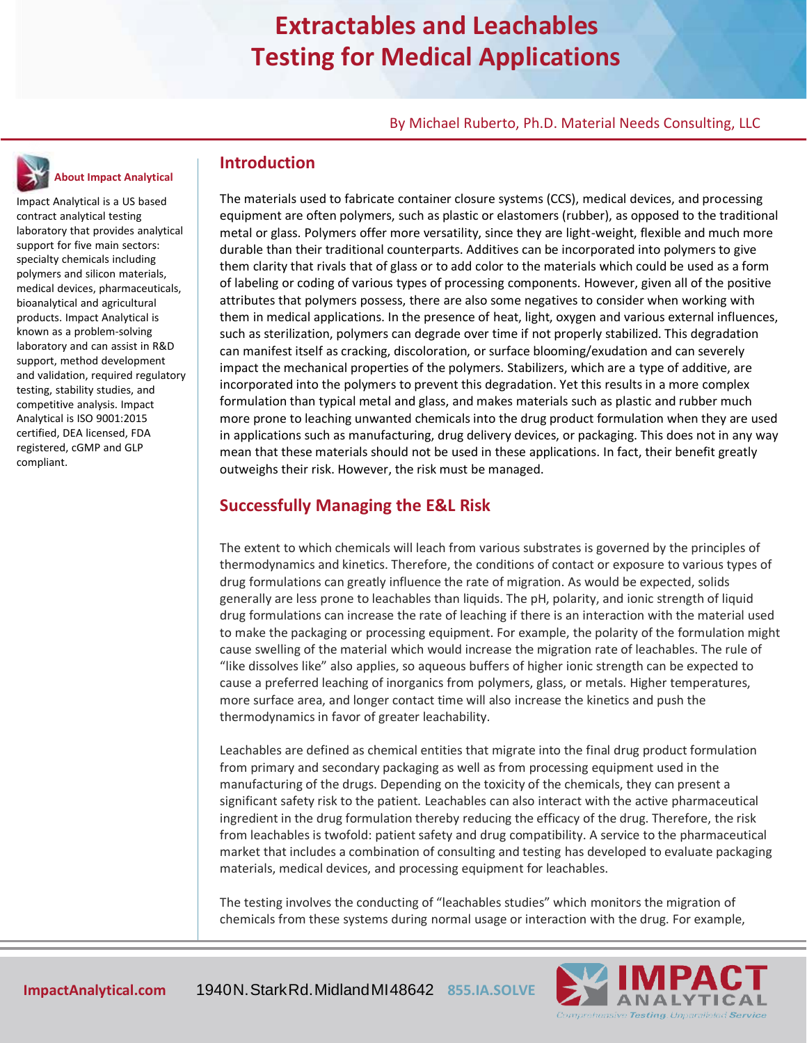# Extractables and Leachables Testing for Medical Applications

By Michael Ruberto, Ph.D. Material Needs Consulting, LLC

## Introduction

The materials used to fabricate container closure systems (CCS), medical devices, and processing equipment are often polymers, such as plastic or elastomers (rubber), as opposed to the traditional metal or glass. Polymers offer more versatility, since they are light-weight, flexible and much more durable than their traditional counterparts. Additives can be incorporated into polymers to give them clarity that rivals that of glass or to add color to the materials which could be used as a form of labeling or coding of various types of processing components. However, given all of the positive attributes that polymers possess, there are also some negatives to consider when working with them in medical applications. In the presence of heat, light, oxygen and various external influences, such as sterilization, polymers can degrade over time if not properly stabilized. This degradation can manifest itself as cracking, discoloration, or surface blooming/exudation and can severely impact the mechanical properties of the polymers. Stabilizers, which are a type of additive, are incorporated into the polymers to prevent this degradation. Yet this results in a more complex formulation than typical metal and glass, and makes materials such as plastic and rubber much more prone to leaching unwanted chemicals into the drug product formulation when they are used in applications such as manufacturing, drug delivery devices, or packaging. This does not in any way mean that these materials should not be used in these applications. In fact, their benefit greatly outweighs their risk. However, the risk must be managed.

## Successfully Managing the E&L Risk

The extent to which chemicals will leach from various substrates is governed by the principles of thermodynamics and kinetics. Therefore, the conditions of contact or exposure to various types of drug formulations can greatly influence the rate of migration. As would be expected, solids generally are less prone to leachables than liquids. The pH, polarity, and ionic strength of liquid drug formulations can increase the rate of leaching if there is an interaction with the material used to make the packaging or processing equipment. For example, the polarity of the formulation might cause swelling of the material which would increase the migration rate of leachables. The rule of "like dissolves like" also applies, so aqueous buffers of higher ionic strength can be expected to cause a preferred leaching of inorganics from polymers, glass, or metals. Higher temperatures, more surface area, and longer contact time will also increase the kinetics and push the thermodynamics in favor of greater leachability.

Leachables are defined as chemical entities that migrate into the final drug product formulation from primary and secondary packaging as well as from processing equipment used in the manufacturing of the drugs. Depending on the toxicity of the chemicals, they can present a significant safety risk to the patient. Leachables can also interact with the active pharmaceutical ingredient in the drug formulation thereby reducing the efficacy of the drug. Therefore, the risk from leachables is twofold: patient safety and drug compatibility. A service to the pharmaceutical market that includes a combination of consulting and testing has developed to evaluate packaging materials, medical devices, and processing equipment for leachables.

The testing involves the conducting of "leachables studies" which monitors the migration of chemicals from these systems during normal usage or interaction with the drug. For example,

### About Impact Analytical

Impact Analytical is a US based contract analytical testing laboratory that provides analytical support for five main sectors: specialty chemicals including polymers and silicon materials, medical devices, pharmaceuticals, bioanalytical and agricultural products. Impact Analytical is known as a problem-solving laboratory and can assist in R&D support, method development and validation, required regulatory testing, stability studies, and competitive analysis. Impact Analytical is ISO 9001:2015 certified, DEA licensed, FDA registered, cGMP and GLP compliant.

ImpactAnalytical.com 1940 N. Stark Rd. Midland MI 48642 855.IA.SOLVE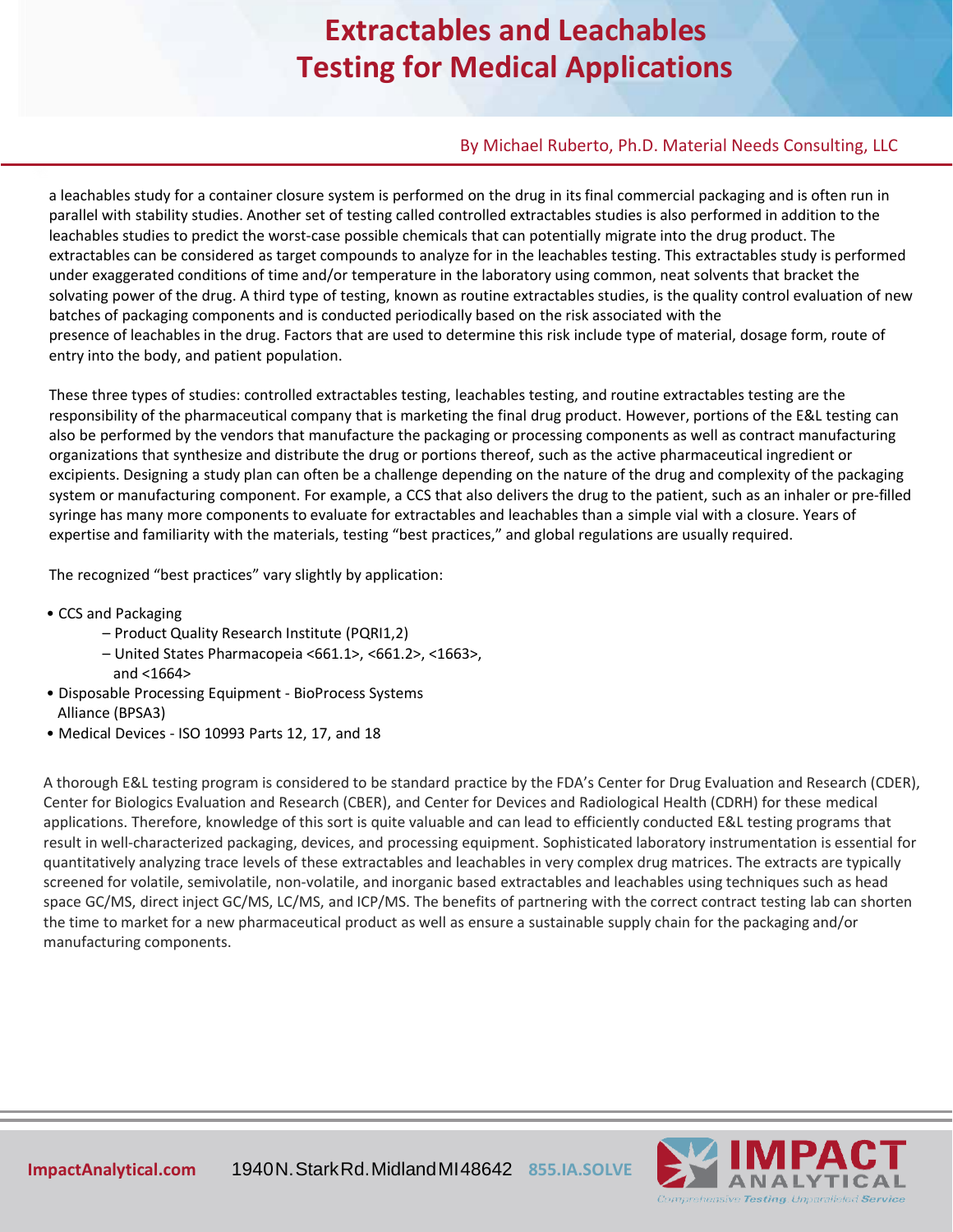a leachables study for a container closure system is performed on the drug in its final commercial packaging and is often run in parallel with stability studies. Another set of testing called controlled extractables studies is also performed in addition to the leachables studies to predict the worst-case possible chemicals that can potentially migrate into the drug product. The extractables can be considered as target compounds to analyze for in the leachables testing. This extractables study is performed under exaggerated conditions of time and/or temperature in the laboratory using common, neat solvents that bracket the solvating power of the drug. A third type of testing, known as routine extractables studies, is the quality control evaluation of new batches of packaging components and is conducted periodically based on the risk associated with the presence of leachables in the drug. Factors that are used to determine this risk include type of material, dosage form, route of entry into the body, and patient population.

These three types of studies: controlled extractables testing, leachables testing, and routine extractables testing are the responsibility of the pharmaceutical company that is marketing the final drug product. However, portions of the E&L testing can also be performed by the vendors that manufacture the packaging or processing components as well as contract manufacturing organizations that synthesize and distribute the drug or portions thereof, such as the active pharmaceutical ingredient or excipients. Designing a study plan can often be a challenge depending on the nature of the drug and complexity of the packaging system or manufacturing component. For example, a CCS that also delivers the drug to the patient, such as an inhaler or pre-filled syringe has many more components to evaluate for extractables and leachables than a simple vial with a closure. Years of expertise and familiarity with the materials, testing "best practices," and global regulations are usually required.

The recognized "best practices" vary slightly by application:

- CCS and Packaging
  - Product Quality Research Institute (PQRI1,2)
  - United States Pharmacopeia <661.1>, <661.2>, <1663>, and <1664>
- Disposable Processing Equipment - BioProcess Systems Alliance (BPSA3)
- Medical Devices - ISO 10993 Parts 12, 17, and 18

A thorough E&L testing program is considered to be standard practice by the FDA's Center for Drug Evaluation and Research (CDER), Center for Biologics Evaluation and Research (CBER), and Center for Devices and Radiological Health (CDRH) for these medical applications. Therefore, knowledge of this sort is quite valuable and can lead to efficiently conducted E&L testing programs that result in well-characterized packaging, devices, and processing equipment. Sophisticated laboratory instrumentation is essential for quantitatively analyzing trace levels of these extractables and leachables in very complex drug matrices. The extracts are typically screened for volatile, semivolatile, non-volatile, and inorganic based extractables and leachables using techniques such as head space GC/MS, direct inject GC/MS, LC/MS, and ICP/MS. The benefits of partnering with the correct contract testing lab can shorten the time to market for a new pharmaceutical product as well as ensure a sustainable supply chain for the packaging and/or manufacturing components.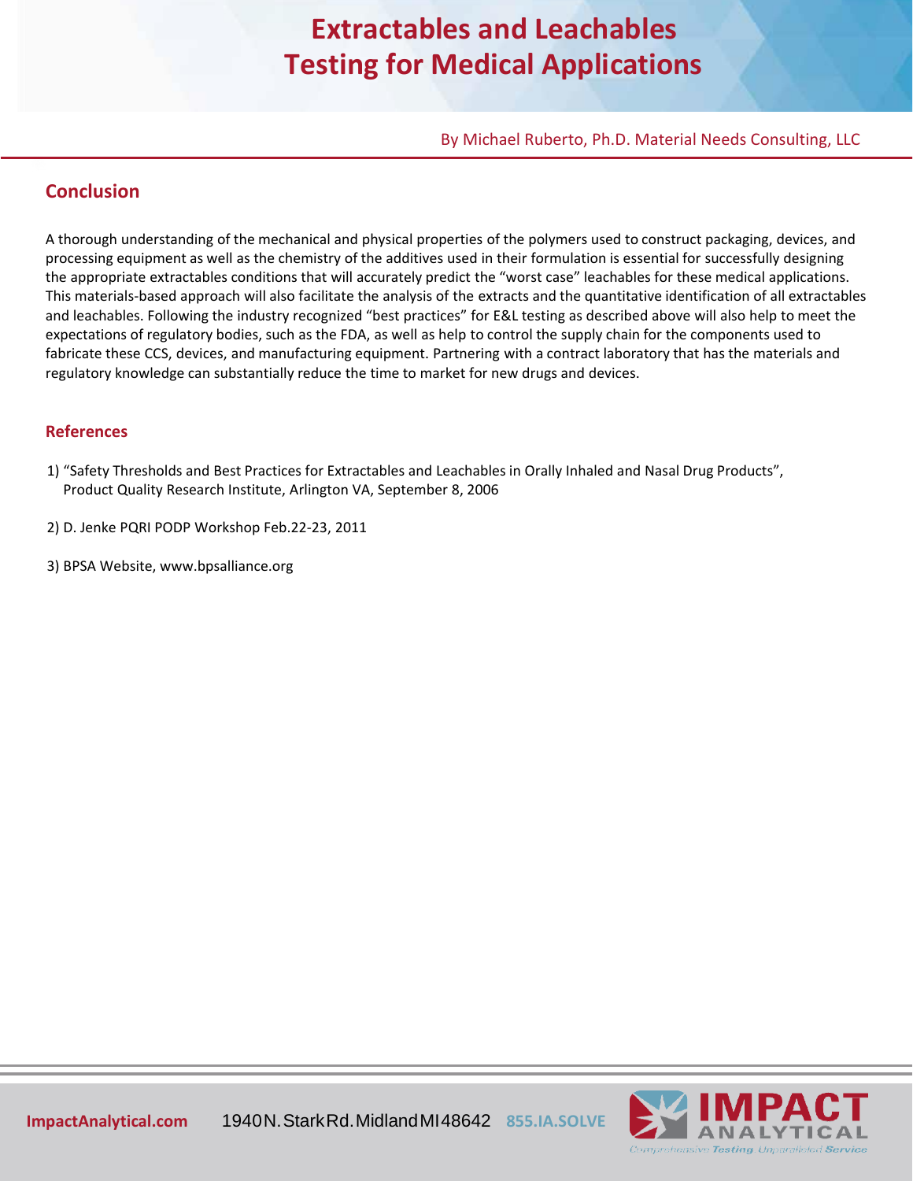# Extractables and Leachables Testing for Medical Applications

By Michael Ruberto, Ph.D. Material Needs Consulting, LLC

## Conclusion

A thorough understanding of the mechanical and physical properties of the polymers used to construct packaging, devices, and processing equipment as well as the chemistry of the additives used in their formulation is essential for successfully designing the appropriate extractables conditions that will accurately predict the "worst case" leachables for these medical applications. This materials-based approach will also facilitate the analysis of the extracts and the quantitative identification of all extractables and leachables. Following the industry recognized "best practices" for E&L testing as described above will also help to meet the expectations of regulatory bodies, such as the FDA, as well as help to control the supply chain for the components used to fabricate these CCS, devices, and manufacturing equipment. Partnering with a contract laboratory that has the materials and regulatory knowledge can substantially reduce the time to market for new drugs and devices.

## References

1) "Safety Thresholds and Best Practices for Extractables and Leachables in Orally Inhaled and Nasal Drug Products", Product Quality Research Institute, Arlington VA, September 8, 2006

2) D. Jenke PQRI PODP Workshop Feb.22-23, 2011

3) BPSA Website, www.bpsalliance.org